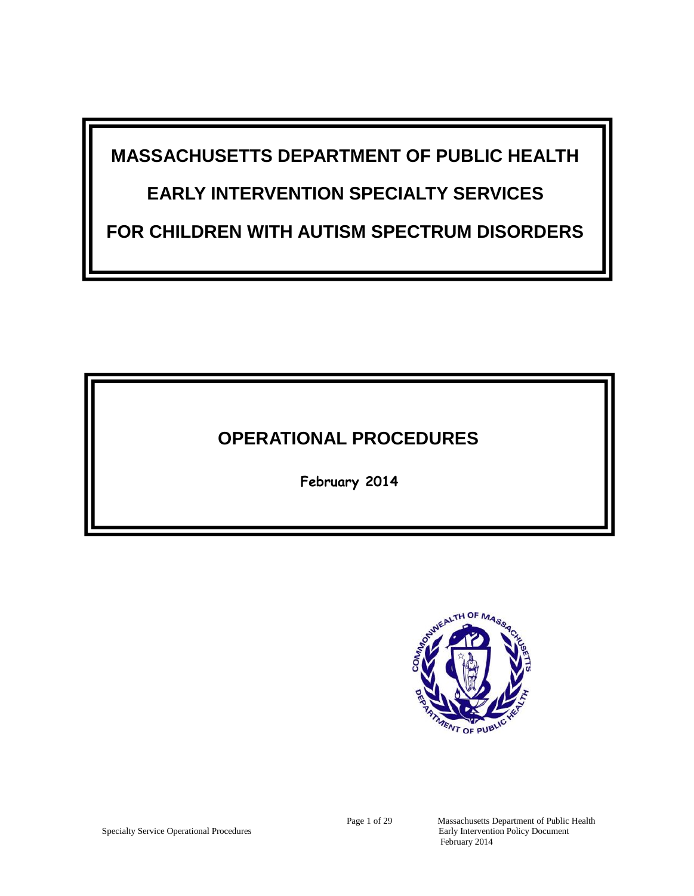# MASSACHUSETTS DEPARTMENT OF PUBLIC HEALTH

# EARLY INTERVENTION SPECIALTY SERVICES

# FOR CHILDREN WITH AUTISM SPECTRUM DISORDERS

## OPERATIONAL PROCEDURES

**February 2014**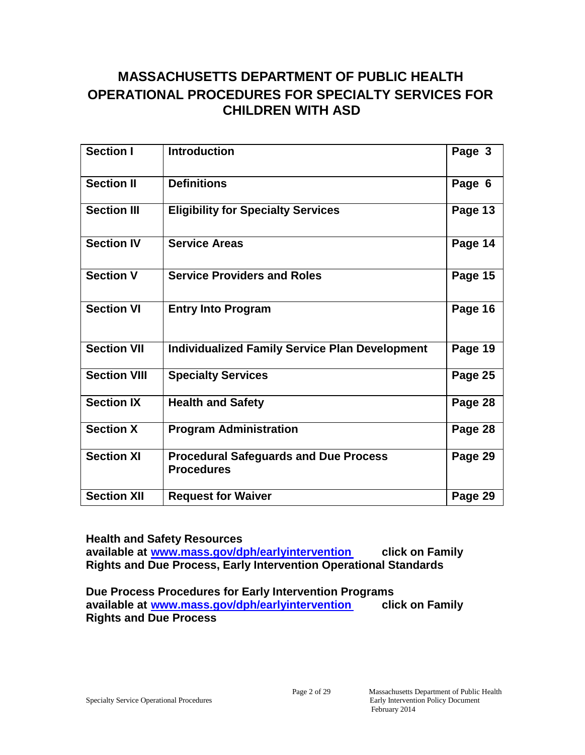# MASSACHUSETTS DEPARTMENT OF PUBLIC HEALTH OPERATIONAL PROCEDURES FOR SPECIALTY SERVICES FOR CHILDREN WITH ASD

| | | |
|---|---|---|
| **Section I** | **Introduction** | **Page 3** |
| **Section II** | **Definitions** | **Page 6** |
| **Section III** | **Eligibility for Specialty Services** | **Page 13** |
| **Section IV** | **Service Areas** | **Page 14** |
| **Section V** | **Service Providers and Roles** | **Page 15** |
| **Section VI** | **Entry Into Program** | **Page 16** |
| **Section VII** | **Individualized Family Service Plan Development** | **Page 19** |
| **Section VIII** | **Specialty Services** | **Page 25** |
| **Section IX** | **Health and Safety** | **Page 28** |
| **Section X** | **Program Administration** | **Page 28** |
| **Section XI** | **Procedural Safeguards and Due Process Procedures** | **Page 29** |
| **Section XII** | **Request for Waiver** | **Page 29** |

**Health and Safety Resources available at www.mass.gov/dph/earlyintervention click on Family Rights and Due Process, Early Intervention Operational Standards**

**Due Process Procedures for Early Intervention Programs available at www.mass.gov/dph/earlyintervention click on Family Rights and Due Process**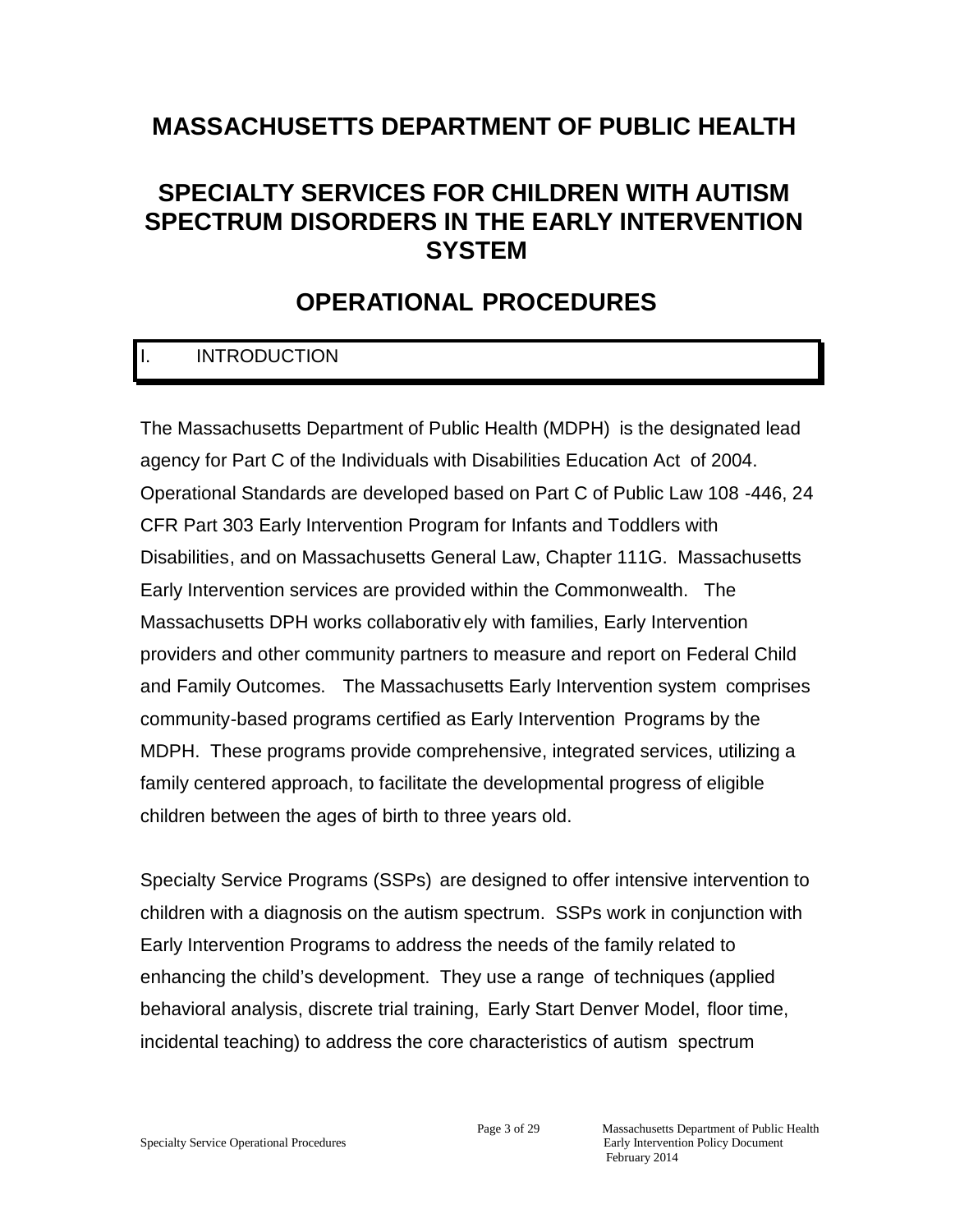# MASSACHUSETTS DEPARTMENT OF PUBLIC HEALTH

# SPECIALTY SERVICES FOR CHILDREN WITH AUTISM SPECTRUM DISORDERS IN THE EARLY INTERVENTION SYSTEM

# OPERATIONAL PROCEDURES

## I. INTRODUCTION

The Massachusetts Department of Public Health (MDPH) is the designated lead agency for Part C of the Individuals with Disabilities Education Act of 2004. Operational Standards are developed based on Part C of Public Law 108 -446, 24 CFR Part 303 Early Intervention Program for Infants and Toddlers with Disabilities, and on Massachusetts General Law, Chapter 111G. Massachusetts Early Intervention services are provided within the Commonwealth. The Massachusetts DPH works collaboratively with families, Early Intervention providers and other community partners to measure and report on Federal Child and Family Outcomes. The Massachusetts Early Intervention system comprises community-based programs certified as Early Intervention Programs by the MDPH. These programs provide comprehensive, integrated services, utilizing a family centered approach, to facilitate the developmental progress of eligible children between the ages of birth to three years old.

Specialty Service Programs (SSPs) are designed to offer intensive intervention to children with a diagnosis on the autism spectrum. SSPs work in conjunction with Early Intervention Programs to address the needs of the family related to enhancing the child's development. They use a range of techniques (applied behavioral analysis, discrete trial training, Early Start Denver Model, floor time, incidental teaching) to address the core characteristics of autism spectrum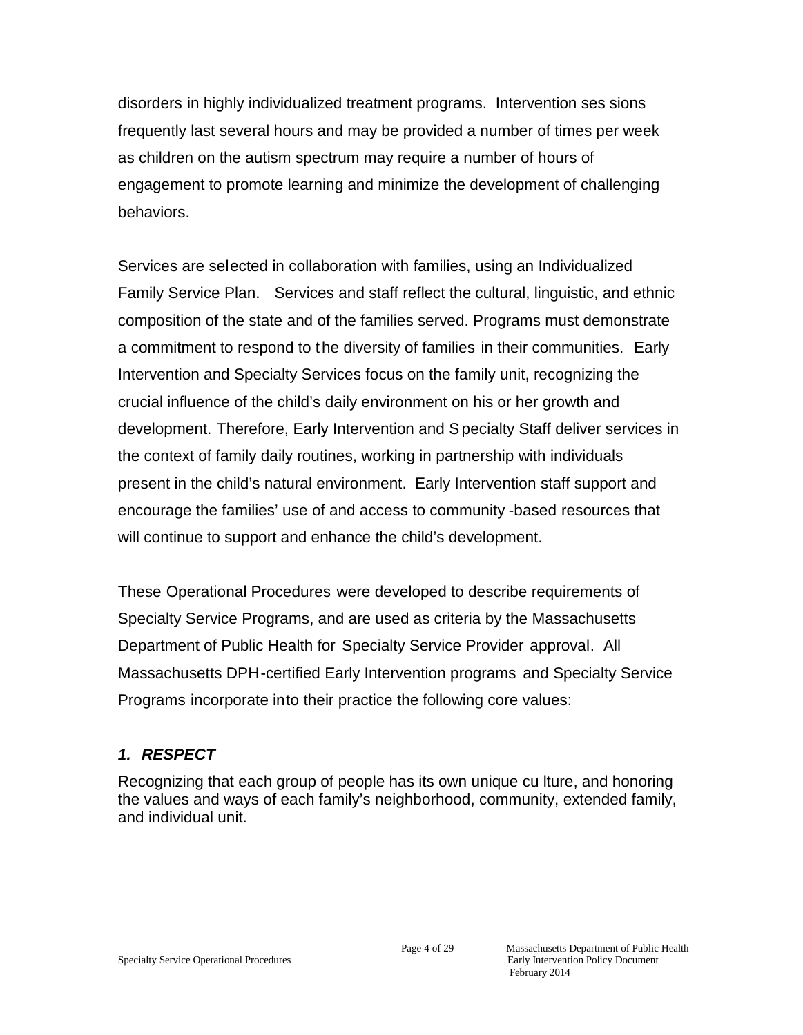disorders in highly individualized treatment programs. Intervention sessions frequently last several hours and may be provided a number of times per week as children on the autism spectrum may require a number of hours of engagement to promote learning and minimize the development of challenging behaviors.

Services are selected in collaboration with families, using an Individualized Family Service Plan. Services and staff reflect the cultural, linguistic, and ethnic composition of the state and of the families served. Programs must demonstrate a commitment to respond to the diversity of families in their communities. Early Intervention and Specialty Services focus on the family unit, recognizing the crucial influence of the child's daily environment on his or her growth and development. Therefore, Early Intervention and Specialty Staff deliver services in the context of family daily routines, working in partnership with individuals present in the child's natural environment. Early Intervention staff support and encourage the families' use of and access to community-based resources that will continue to support and enhance the child's development.

These Operational Procedures were developed to describe requirements of Specialty Service Programs, and are used as criteria by the Massachusetts Department of Public Health for Specialty Service Provider approval. All Massachusetts DPH-certified Early Intervention programs and Specialty Service Programs incorporate into their practice the following core values:

### *1. RESPECT*

Recognizing that each group of people has its own unique culture, and honoring the values and ways of each family's neighborhood, community, extended family, and individual unit.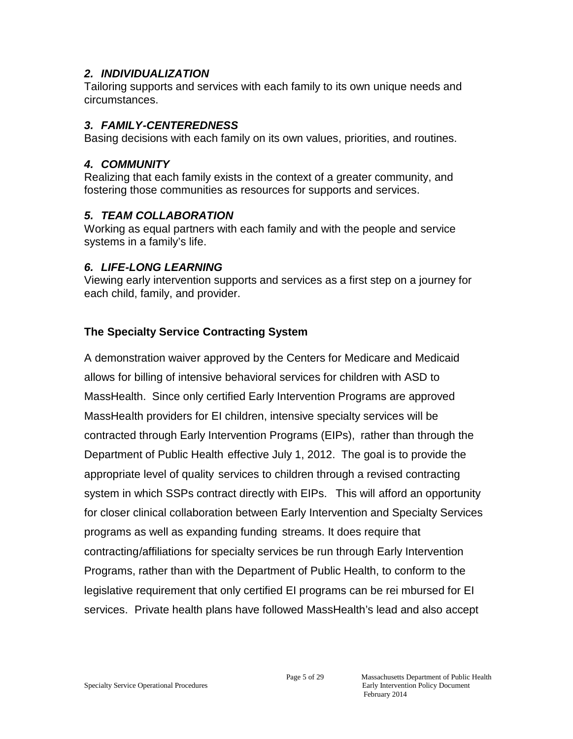### 2. INDIVIDUALIZATION

Tailoring supports and services with each family to its own unique needs and circumstances.

### 3. FAMILY-CENTEREDNESS

Basing decisions with each family on its own values, priorities, and routines.

### 4. COMMUNITY

Realizing that each family exists in the context of a greater community, and fostering those communities as resources for supports and services.

### 5. TEAM COLLABORATION

Working as equal partners with each family and with the people and service systems in a family's life.

### 6. LIFE-LONG LEARNING

Viewing early intervention supports and services as a first step on a journey for each child, family, and provider.

## The Specialty Service Contracting System

A demonstration waiver approved by the Centers for Medicare and Medicaid allows for billing of intensive behavioral services for children with ASD to MassHealth. Since only certified Early Intervention Programs are approved MassHealth providers for EI children, intensive specialty services will be contracted through Early Intervention Programs (EIPs), rather than through the Department of Public Health effective July 1, 2012. The goal is to provide the appropriate level of quality services to children through a revised contracting system in which SSPs contract directly with EIPs. This will afford an opportunity for closer clinical collaboration between Early Intervention and Specialty Services programs as well as expanding funding streams. It does require that contracting/affiliations for specialty services be run through Early Intervention Programs, rather than with the Department of Public Health, to conform to the legislative requirement that only certified EI programs can be reimbursed for EI services. Private health plans have followed MassHealth's lead and also accept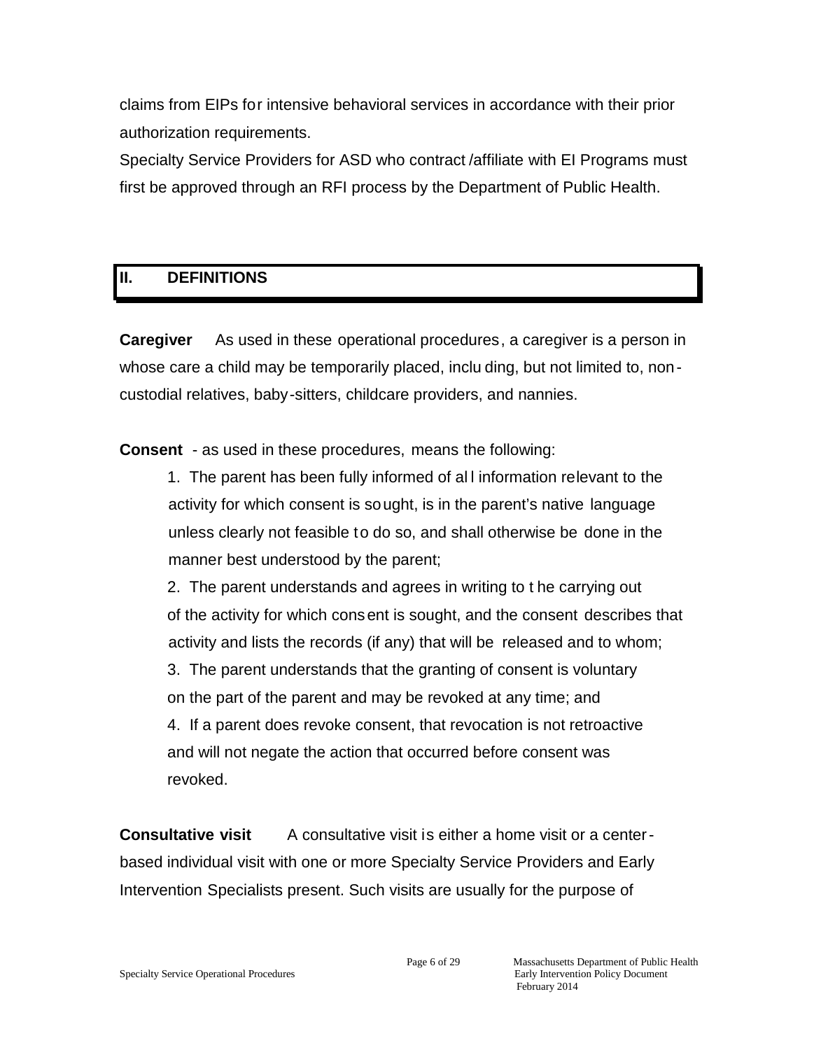claims from EIPs for intensive behavioral services in accordance with their prior authorization requirements.

Specialty Service Providers for ASD who contract /affiliate with EI Programs must first be approved through an RFI process by the Department of Public Health.

## II. DEFINITIONS

**Caregiver** As used in these operational procedures, a caregiver is a person in whose care a child may be temporarily placed, including, but not limited to, non-custodial relatives, baby-sitters, childcare providers, and nannies.

**Consent** - as used in these procedures, means the following:

1. The parent has been fully informed of all information relevant to the activity for which consent is sought, is in the parent's native language unless clearly not feasible to do so, and shall otherwise be done in the manner best understood by the parent;
2. The parent understands and agrees in writing to the carrying out of the activity for which consent is sought, and the consent describes that activity and lists the records (if any) that will be released and to whom;
3. The parent understands that the granting of consent is voluntary on the part of the parent and may be revoked at any time; and
4. If a parent does revoke consent, that revocation is not retroactive and will not negate the action that occurred before consent was revoked.

**Consultative visit** A consultative visit is either a home visit or a center-based individual visit with one or more Specialty Service Providers and Early Intervention Specialists present. Such visits are usually for the purpose of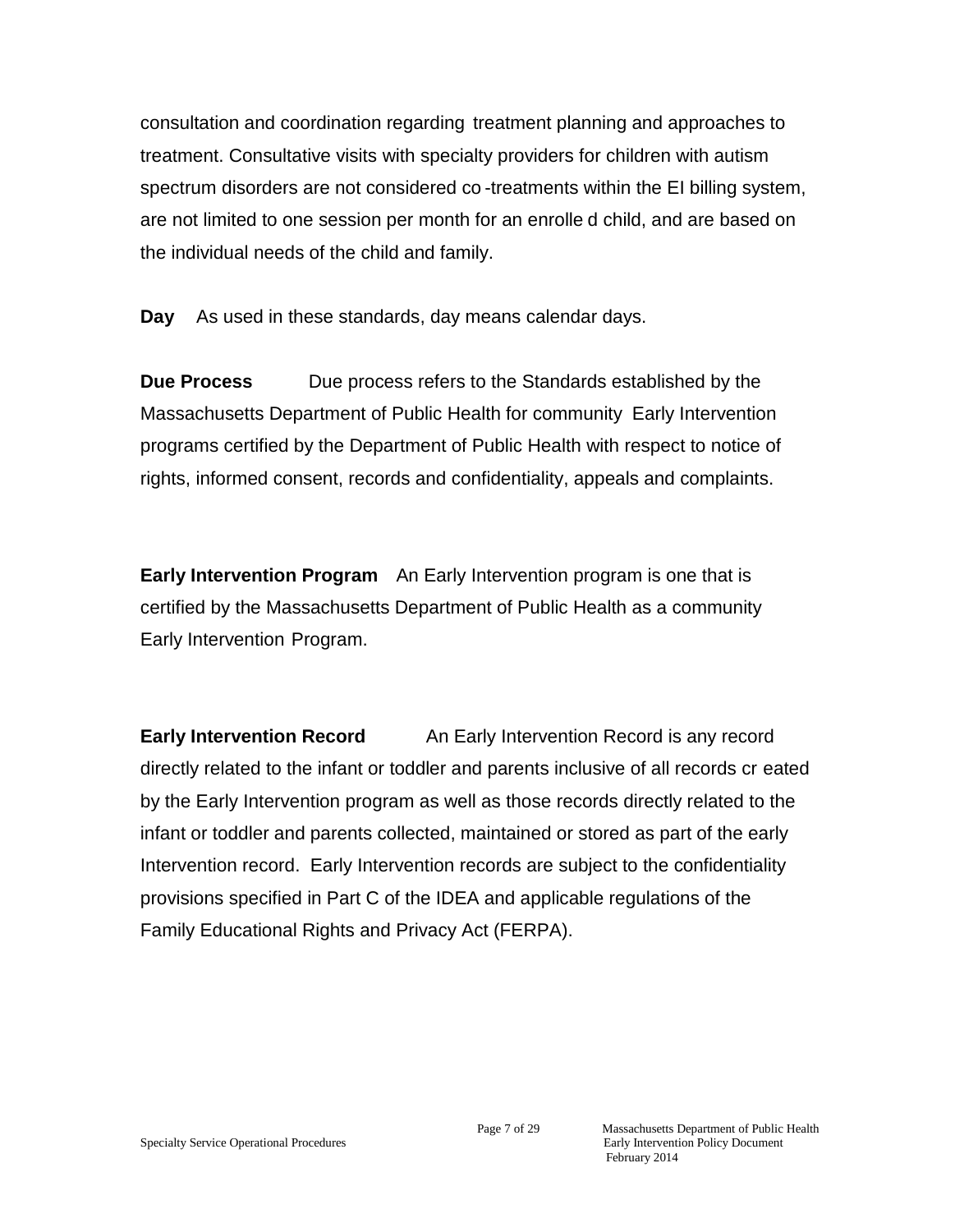consultation and coordination regarding treatment planning and approaches to treatment. Consultative visits with specialty providers for children with autism spectrum disorders are not considered co-treatments within the EI billing system, are not limited to one session per month for an enrolled child, and are based on the individual needs of the child and family.

**Day** As used in these standards, day means calendar days.

**Due Process** Due process refers to the Standards established by the Massachusetts Department of Public Health for community Early Intervention programs certified by the Department of Public Health with respect to notice of rights, informed consent, records and confidentiality, appeals and complaints.

**Early Intervention Program** An Early Intervention program is one that is certified by the Massachusetts Department of Public Health as a community Early Intervention Program.

**Early Intervention Record** An Early Intervention Record is any record directly related to the infant or toddler and parents inclusive of all records created by the Early Intervention program as well as those records directly related to the infant or toddler and parents collected, maintained or stored as part of the early Intervention record. Early Intervention records are subject to the confidentiality provisions specified in Part C of the IDEA and applicable regulations of the Family Educational Rights and Privacy Act (FERPA).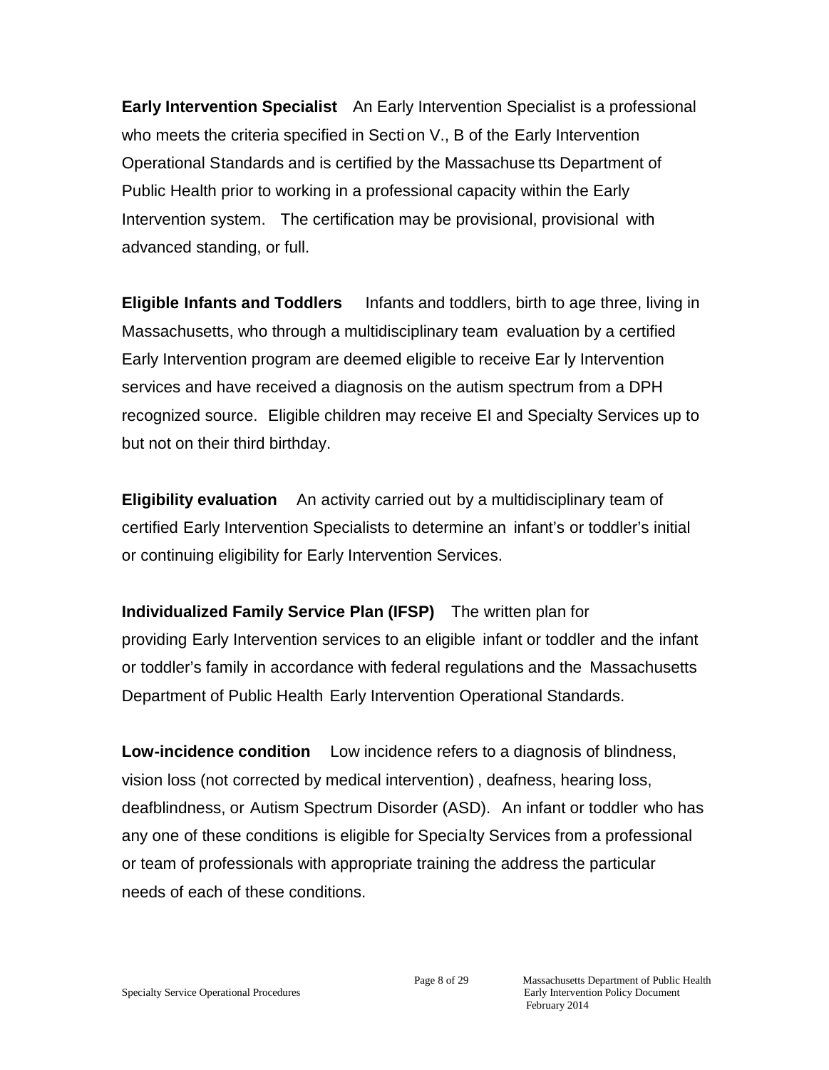**Early Intervention Specialist** An Early Intervention Specialist is a professional who meets the criteria specified in Section V., B of the Early Intervention Operational Standards and is certified by the Massachusetts Department of Public Health prior to working in a professional capacity within the Early Intervention system. The certification may be provisional, provisional with advanced standing, or full.

**Eligible Infants and Toddlers** Infants and toddlers, birth to age three, living in Massachusetts, who through a multidisciplinary team evaluation by a certified Early Intervention program are deemed eligible to receive Early Intervention services and have received a diagnosis on the autism spectrum from a DPH recognized source. Eligible children may receive EI and Specialty Services up to but not on their third birthday.

**Eligibility evaluation** An activity carried out by a multidisciplinary team of certified Early Intervention Specialists to determine an infant's or toddler's initial or continuing eligibility for Early Intervention Services.

**Individualized Family Service Plan (IFSP)** The written plan for providing Early Intervention services to an eligible infant or toddler and the infant or toddler's family in accordance with federal regulations and the Massachusetts Department of Public Health Early Intervention Operational Standards.

**Low-incidence condition** Low incidence refers to a diagnosis of blindness, vision loss (not corrected by medical intervention) , deafness, hearing loss, deafblindness, or Autism Spectrum Disorder (ASD). An infant or toddler who has any one of these conditions is eligible for Specialty Services from a professional or team of professionals with appropriate training the address the particular needs of each of these conditions.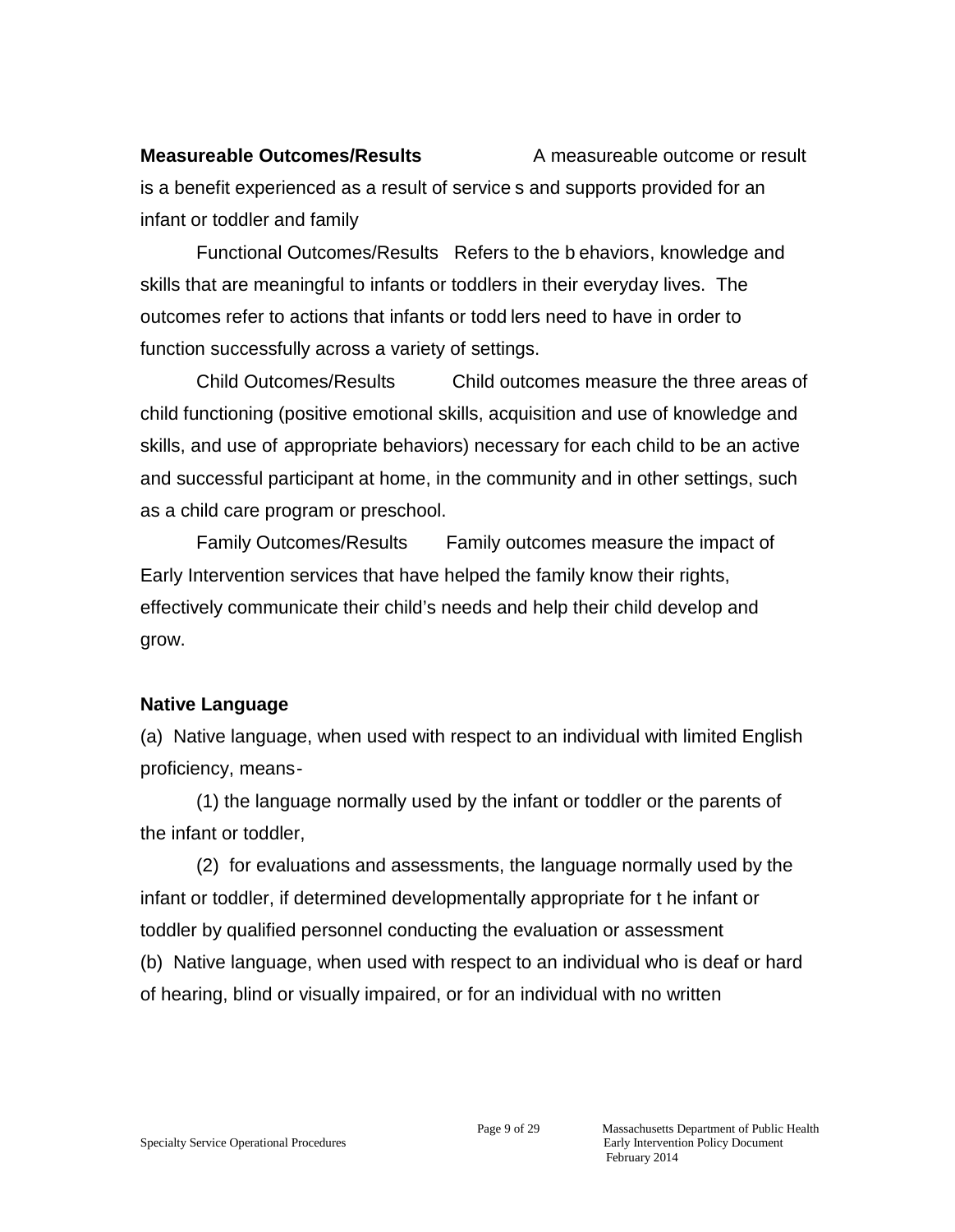**Measureable Outcomes/Results** A measureable outcome or result is a benefit experienced as a result of services and supports provided for an infant or toddler and family

Functional Outcomes/Results Refers to the behaviors, knowledge and skills that are meaningful to infants or toddlers in their everyday lives. The outcomes refer to actions that infants or toddlers need to have in order to function successfully across a variety of settings.

Child Outcomes/Results Child outcomes measure the three areas of child functioning (positive emotional skills, acquisition and use of knowledge and skills, and use of appropriate behaviors) necessary for each child to be an active and successful participant at home, in the community and in other settings, such as a child care program or preschool.

Family Outcomes/Results Family outcomes measure the impact of Early Intervention services that have helped the family know their rights, effectively communicate their child's needs and help their child develop and grow.

**Native Language**

(a) Native language, when used with respect to an individual with limited English proficiency, means-

(1) the language normally used by the infant or toddler or the parents of the infant or toddler,

(2) for evaluations and assessments, the language normally used by the infant or toddler, if determined developmentally appropriate for the infant or toddler by qualified personnel conducting the evaluation or assessment

(b) Native language, when used with respect to an individual who is deaf or hard of hearing, blind or visually impaired, or for an individual with no written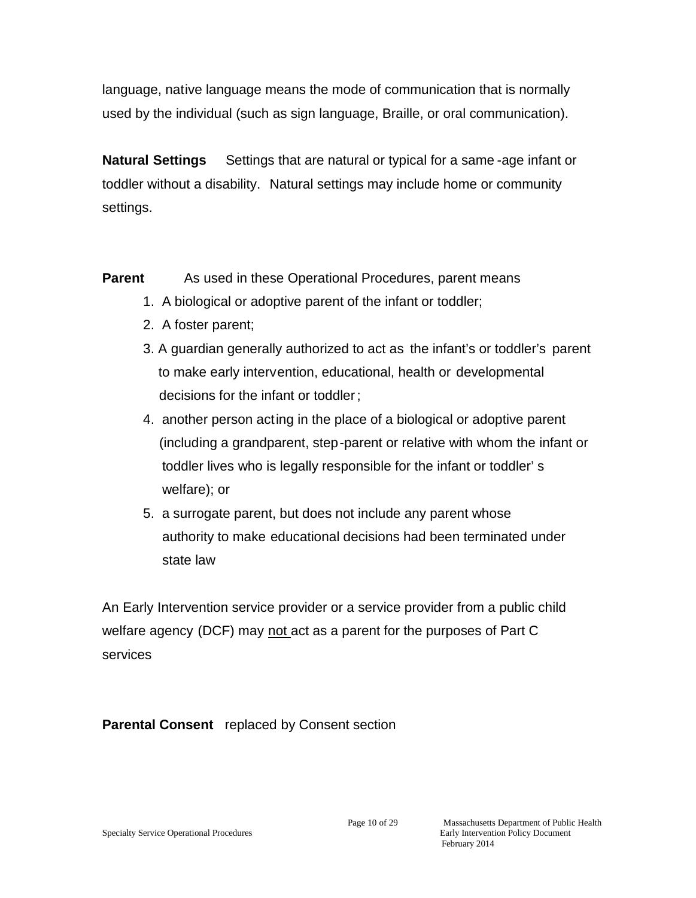language, native language means the mode of communication that is normally used by the individual (such as sign language, Braille, or oral communication).

**Natural Settings** Settings that are natural or typical for a same-age infant or toddler without a disability. Natural settings may include home or community settings.

**Parent** As used in these Operational Procedures, parent means

1. A biological or adoptive parent of the infant or toddler;
2. A foster parent;
3. A guardian generally authorized to act as the infant's or toddler's parent to make early intervention, educational, health or developmental decisions for the infant or toddler;
4. another person acting in the place of a biological or adoptive parent (including a grandparent, step-parent or relative with whom the infant or toddler lives who is legally responsible for the infant or toddler's welfare); or
5. a surrogate parent, but does not include any parent whose authority to make educational decisions had been terminated under state law

An Early Intervention service provider or a service provider from a public child welfare agency (DCF) may <u>not</u> act as a parent for the purposes of Part C services

**Parental Consent** replaced by Consent section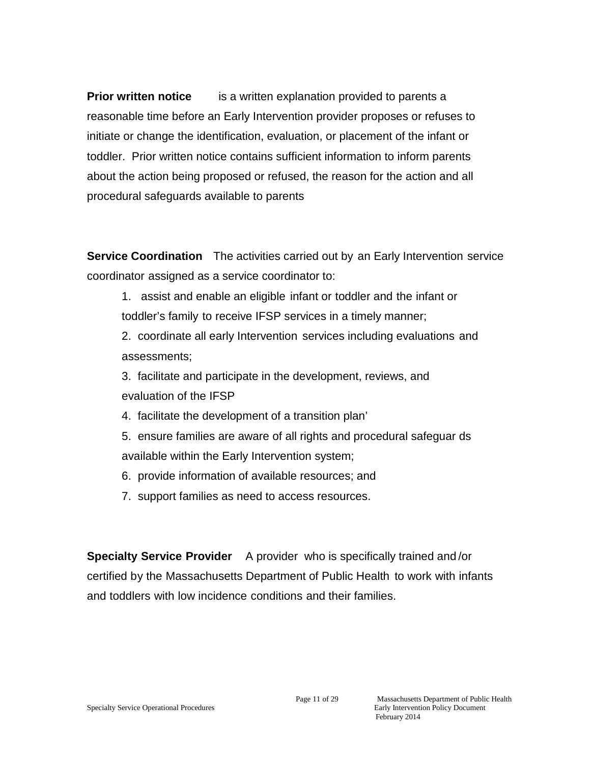**Prior written notice** is a written explanation provided to parents a reasonable time before an Early Intervention provider proposes or refuses to initiate or change the identification, evaluation, or placement of the infant or toddler. Prior written notice contains sufficient information to inform parents about the action being proposed or refused, the reason for the action and all procedural safeguards available to parents

**Service Coordination** The activities carried out by an Early Intervention service coordinator assigned as a service coordinator to:

1. assist and enable an eligible infant or toddler and the infant or toddler's family to receive IFSP services in a timely manner;
2. coordinate all early Intervention services including evaluations and assessments;
3. facilitate and participate in the development, reviews, and evaluation of the IFSP
4. facilitate the development of a transition plan'
5. ensure families are aware of all rights and procedural safeguar ds available within the Early Intervention system;
6. provide information of available resources; and
7. support families as need to access resources.

**Specialty Service Provider** A provider who is specifically trained and /or certified by the Massachusetts Department of Public Health to work with infants and toddlers with low incidence conditions and their families.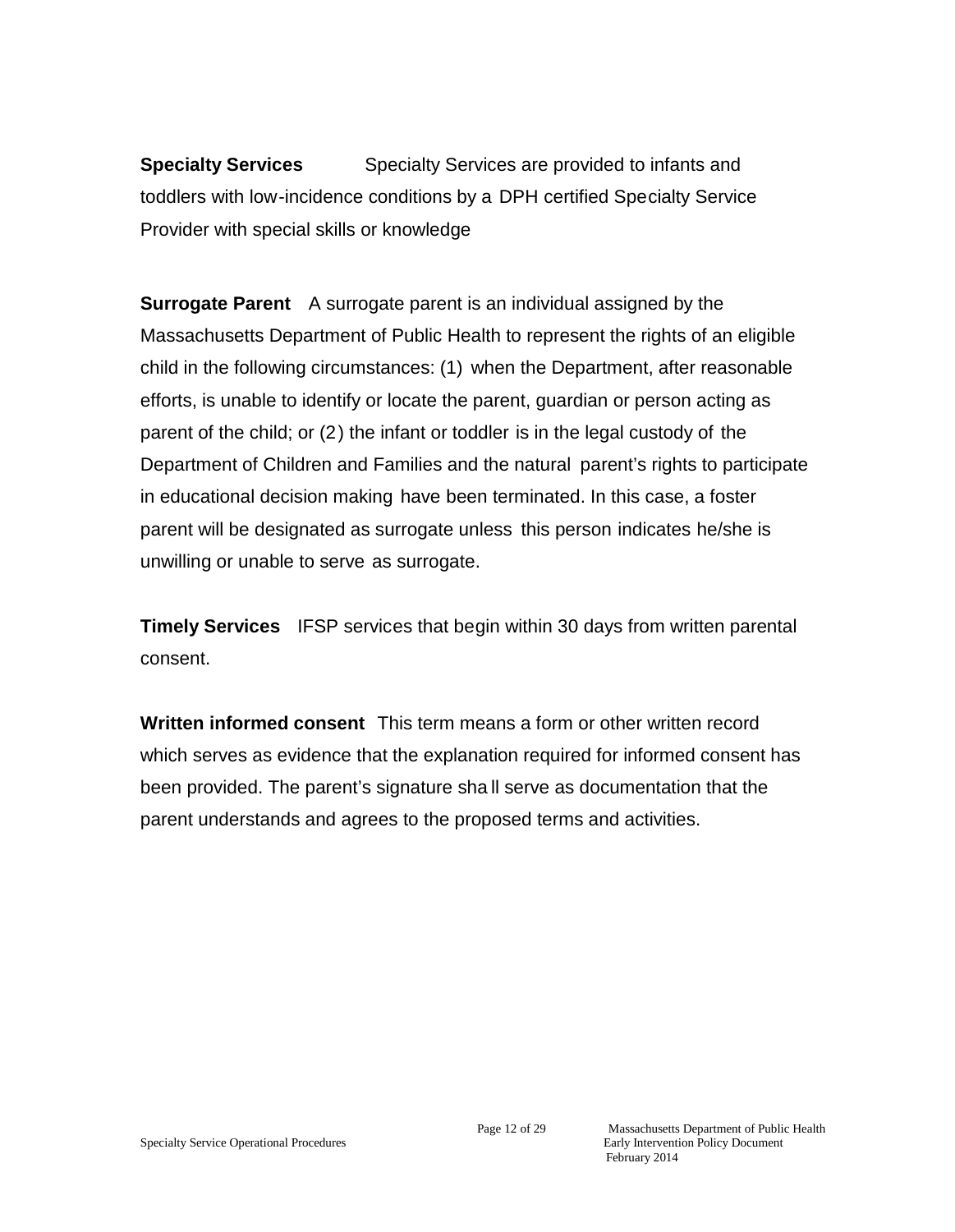**Specialty Services** Specialty Services are provided to infants and toddlers with low-incidence conditions by a DPH certified Specialty Service Provider with special skills or knowledge

**Surrogate Parent** A surrogate parent is an individual assigned by the Massachusetts Department of Public Health to represent the rights of an eligible child in the following circumstances: (1) when the Department, after reasonable efforts, is unable to identify or locate the parent, guardian or person acting as parent of the child; or (2) the infant or toddler is in the legal custody of the Department of Children and Families and the natural parent's rights to participate in educational decision making have been terminated. In this case, a foster parent will be designated as surrogate unless this person indicates he/she is unwilling or unable to serve as surrogate.

**Timely Services** IFSP services that begin within 30 days from written parental consent.

**Written informed consent** This term means a form or other written record which serves as evidence that the explanation required for informed consent has been provided. The parent's signature shall serve as documentation that the parent understands and agrees to the proposed terms and activities.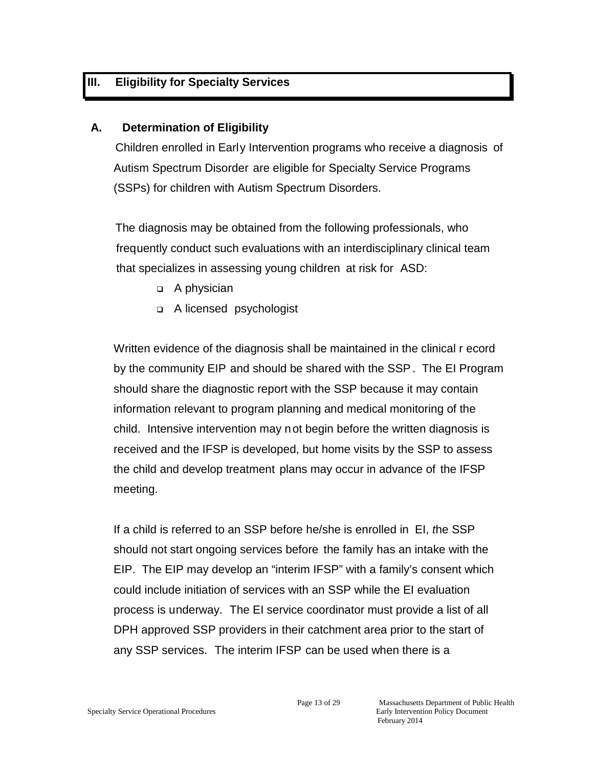## III. Eligibility for Specialty Services

### A. Determination of Eligibility

Children enrolled in Early Intervention programs who receive a diagnosis of Autism Spectrum Disorder are eligible for Specialty Service Programs (SSPs) for children with Autism Spectrum Disorders.

The diagnosis may be obtained from the following professionals, who frequently conduct such evaluations with an interdisciplinary clinical team that specializes in assessing young children at risk for ASD:

- A physician
- A licensed psychologist

Written evidence of the diagnosis shall be maintained in the clinical record by the community EIP and should be shared with the SSP. The EI Program should share the diagnostic report with the SSP because it may contain information relevant to program planning and medical monitoring of the child. Intensive intervention may not begin before the written diagnosis is received and the IFSP is developed, but home visits by the SSP to assess the child and develop treatment plans may occur in advance of the IFSP meeting.

If a child is referred to an SSP before he/she is enrolled in EI, *t*he SSP should not start ongoing services before the family has an intake with the EIP. The EIP may develop an "interim IFSP" with a family's consent which could include initiation of services with an SSP while the EI evaluation process is underway. The EI service coordinator must provide a list of all DPH approved SSP providers in their catchment area prior to the start of any SSP services. The interim IFSP can be used when there is a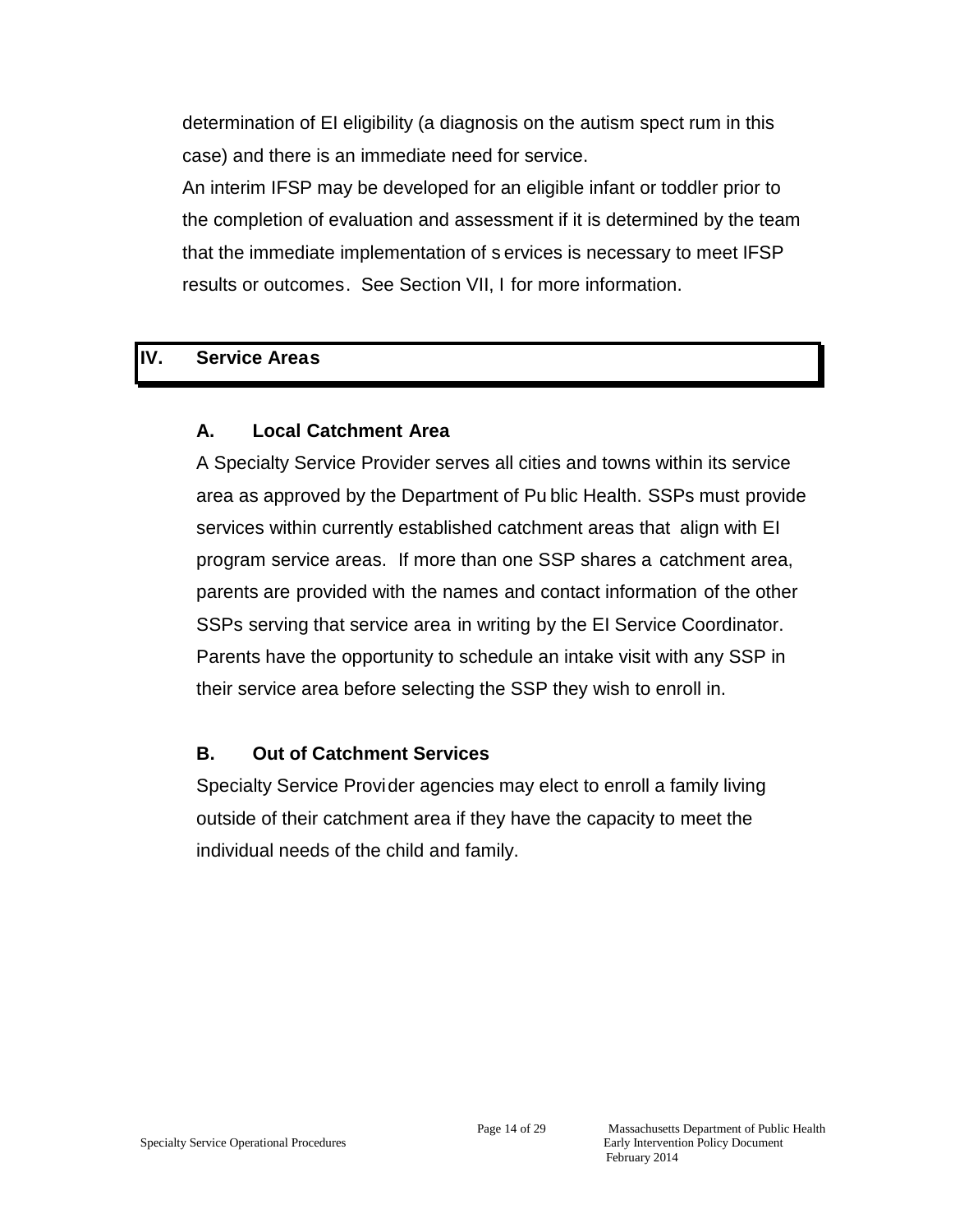determination of EI eligibility (a diagnosis on the autism spectrum in this case) and there is an immediate need for service.

An interim IFSP may be developed for an eligible infant or toddler prior to the completion of evaluation and assessment if it is determined by the team that the immediate implementation of services is necessary to meet IFSP results or outcomes. See Section VII, I for more information.

## IV. Service Areas

### A. Local Catchment Area

A Specialty Service Provider serves all cities and towns within its service area as approved by the Department of Public Health. SSPs must provide services within currently established catchment areas that align with EI program service areas. If more than one SSP shares a catchment area, parents are provided with the names and contact information of the other SSPs serving that service area in writing by the EI Service Coordinator. Parents have the opportunity to schedule an intake visit with any SSP in their service area before selecting the SSP they wish to enroll in.

### B. Out of Catchment Services

Specialty Service Provider agencies may elect to enroll a family living outside of their catchment area if they have the capacity to meet the individual needs of the child and family.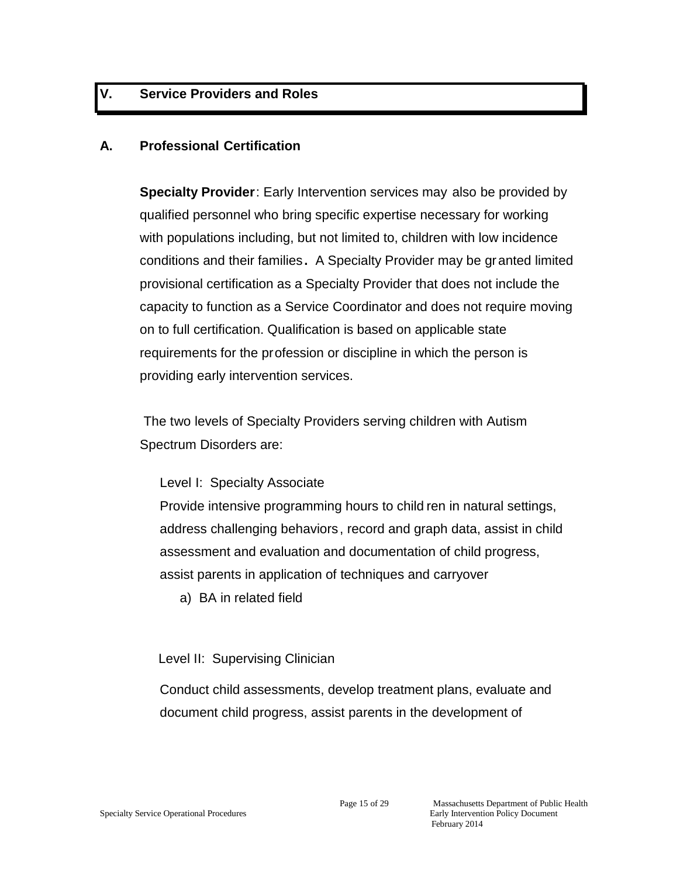## V. Service Providers and Roles

### A. Professional Certification

**Specialty Provider**: Early Intervention services may also be provided by qualified personnel who bring specific expertise necessary for working with populations including, but not limited to, children with low incidence conditions and their families. A Specialty Provider may be granted limited provisional certification as a Specialty Provider that does not include the capacity to function as a Service Coordinator and does not require moving on to full certification. Qualification is based on applicable state requirements for the profession or discipline in which the person is providing early intervention services.

The two levels of Specialty Providers serving children with Autism Spectrum Disorders are:

Level I: Specialty Associate

Provide intensive programming hours to children in natural settings, address challenging behaviors, record and graph data, assist in child assessment and evaluation and documentation of child progress, assist parents in application of techniques and carryover

a) BA in related field

Level II: Supervising Clinician

Conduct child assessments, develop treatment plans, evaluate and document child progress, assist parents in the development of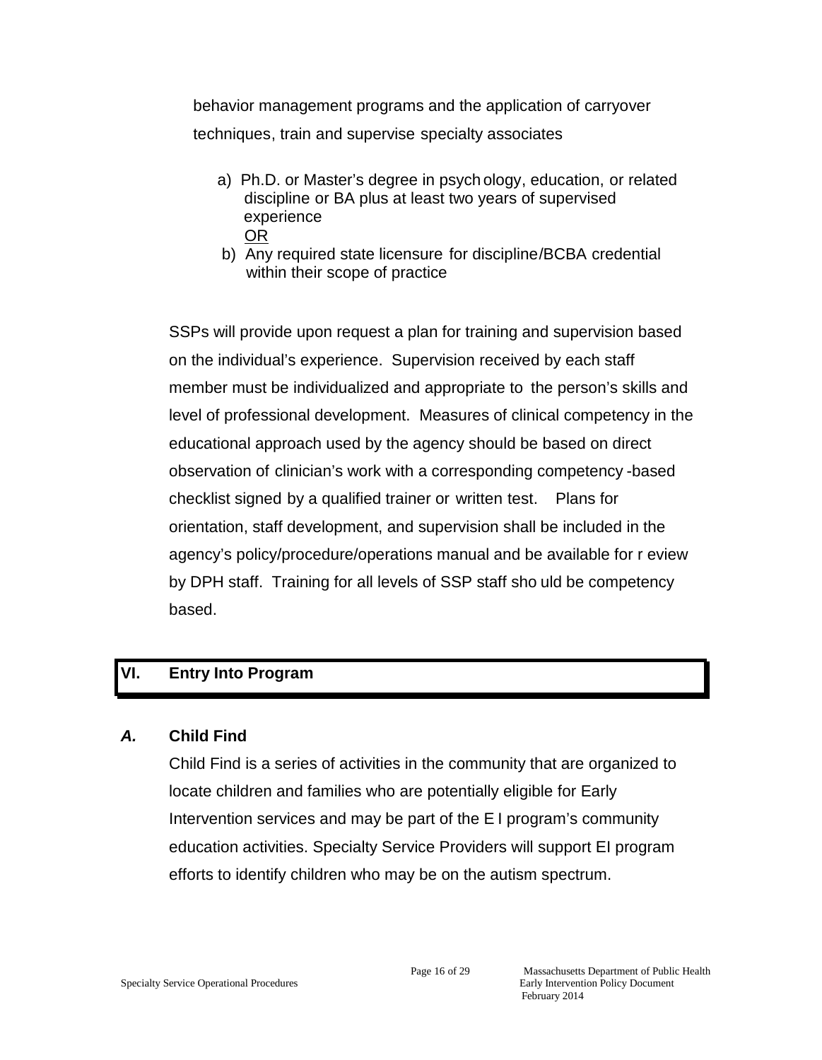behavior management programs and the application of carryover techniques, train and supervise specialty associates

a) Ph.D. or Master's degree in psychology, education, or related discipline or BA plus at least two years of supervised experience
<u>OR</u>
b) Any required state licensure for discipline/BCBA credential within their scope of practice

SSPs will provide upon request a plan for training and supervision based on the individual's experience. Supervision received by each staff member must be individualized and appropriate to the person's skills and level of professional development. Measures of clinical competency in the educational approach used by the agency should be based on direct observation of clinician's work with a corresponding competency-based checklist signed by a qualified trainer or written test. Plans for orientation, staff development, and supervision shall be included in the agency's policy/procedure/operations manual and be available for review by DPH staff. Training for all levels of SSP staff should be competency based.

## VI. Entry Into Program

### *A.* Child Find

Child Find is a series of activities in the community that are organized to locate children and families who are potentially eligible for Early Intervention services and may be part of the EI program's community education activities. Specialty Service Providers will support EI program efforts to identify children who may be on the autism spectrum.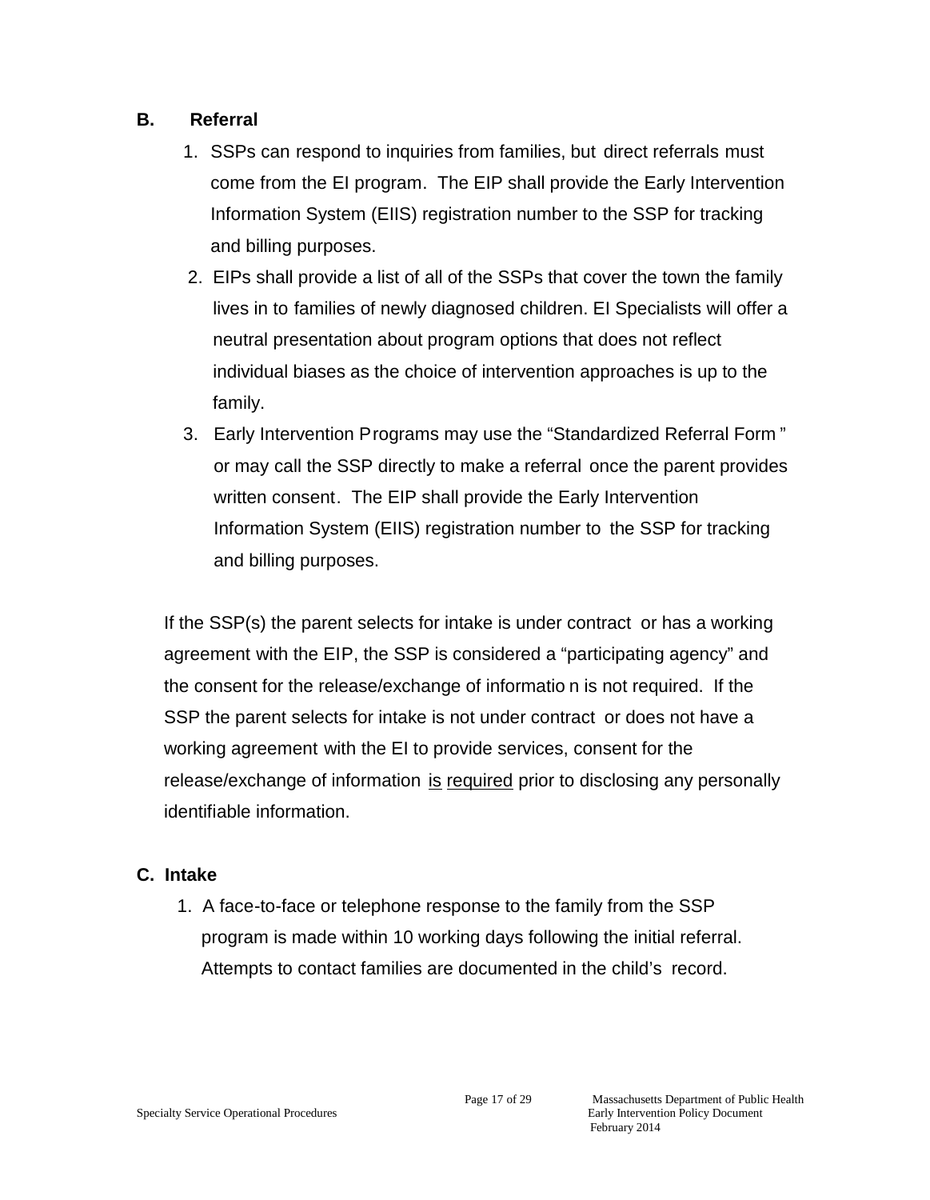## B. Referral

1. SSPs can respond to inquiries from families, but direct referrals must come from the EI program. The EIP shall provide the Early Intervention Information System (EIIS) registration number to the SSP for tracking and billing purposes.
2. EIPs shall provide a list of all of the SSPs that cover the town the family lives in to families of newly diagnosed children. EI Specialists will offer a neutral presentation about program options that does not reflect individual biases as the choice of intervention approaches is up to the family.
3. Early Intervention Programs may use the "Standardized Referral Form" or may call the SSP directly to make a referral once the parent provides written consent. The EIP shall provide the Early Intervention Information System (EIIS) registration number to the SSP for tracking and billing purposes.

If the SSP(s) the parent selects for intake is under contract or has a working agreement with the EIP, the SSP is considered a "participating agency" and the consent for the release/exchange of information is not required. If the SSP the parent selects for intake is not under contract or does not have a working agreement with the EI to provide services, consent for the release/exchange of information <u>is required</u> prior to disclosing any personally identifiable information.

## C. Intake

1. A face-to-face or telephone response to the family from the SSP program is made within 10 working days following the initial referral. Attempts to contact families are documented in the child's record.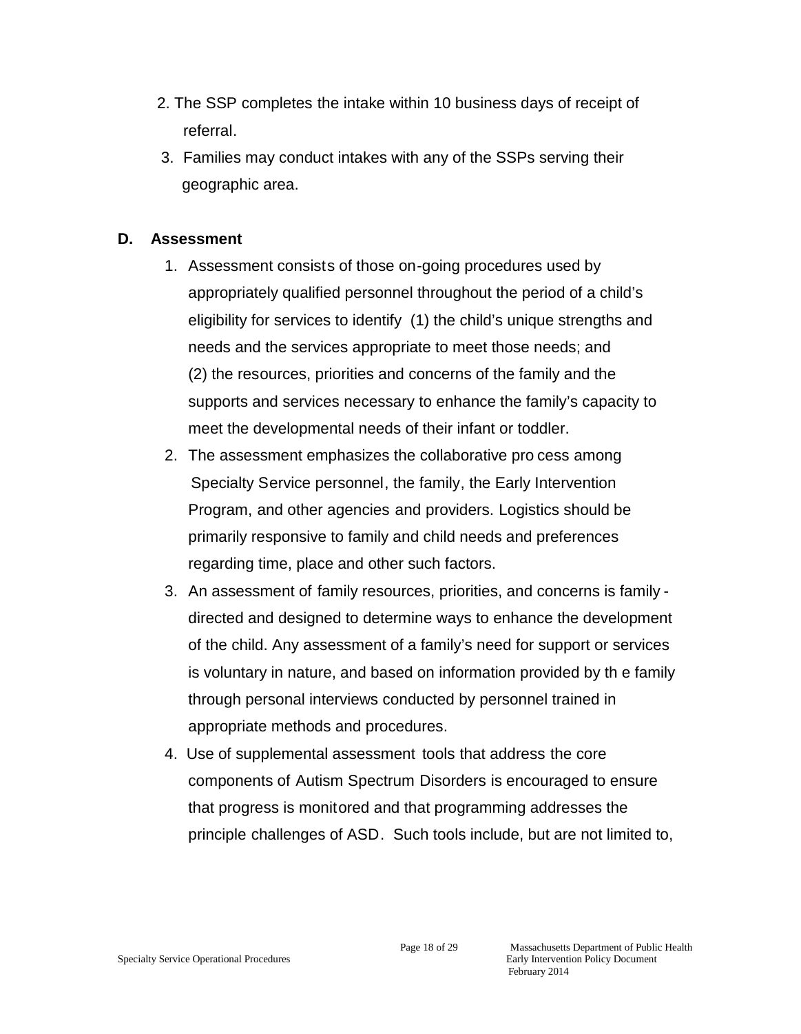2. The SSP completes the intake within 10 business days of receipt of referral.
3. Families may conduct intakes with any of the SSPs serving their geographic area.

### D. Assessment

1. Assessment consists of those on-going procedures used by appropriately qualified personnel throughout the period of a child's eligibility for services to identify (1) the child's unique strengths and needs and the services appropriate to meet those needs; and (2) the resources, priorities and concerns of the family and the supports and services necessary to enhance the family's capacity to meet the developmental needs of their infant or toddler.
2. The assessment emphasizes the collaborative process among Specialty Service personnel, the family, the Early Intervention Program, and other agencies and providers. Logistics should be primarily responsive to family and child needs and preferences regarding time, place and other such factors.
3. An assessment of family resources, priorities, and concerns is family-directed and designed to determine ways to enhance the development of the child. Any assessment of a family's need for support or services is voluntary in nature, and based on information provided by the family through personal interviews conducted by personnel trained in appropriate methods and procedures.
4. Use of supplemental assessment tools that address the core components of Autism Spectrum Disorders is encouraged to ensure that progress is monitored and that programming addresses the principle challenges of ASD. Such tools include, but are not limited to,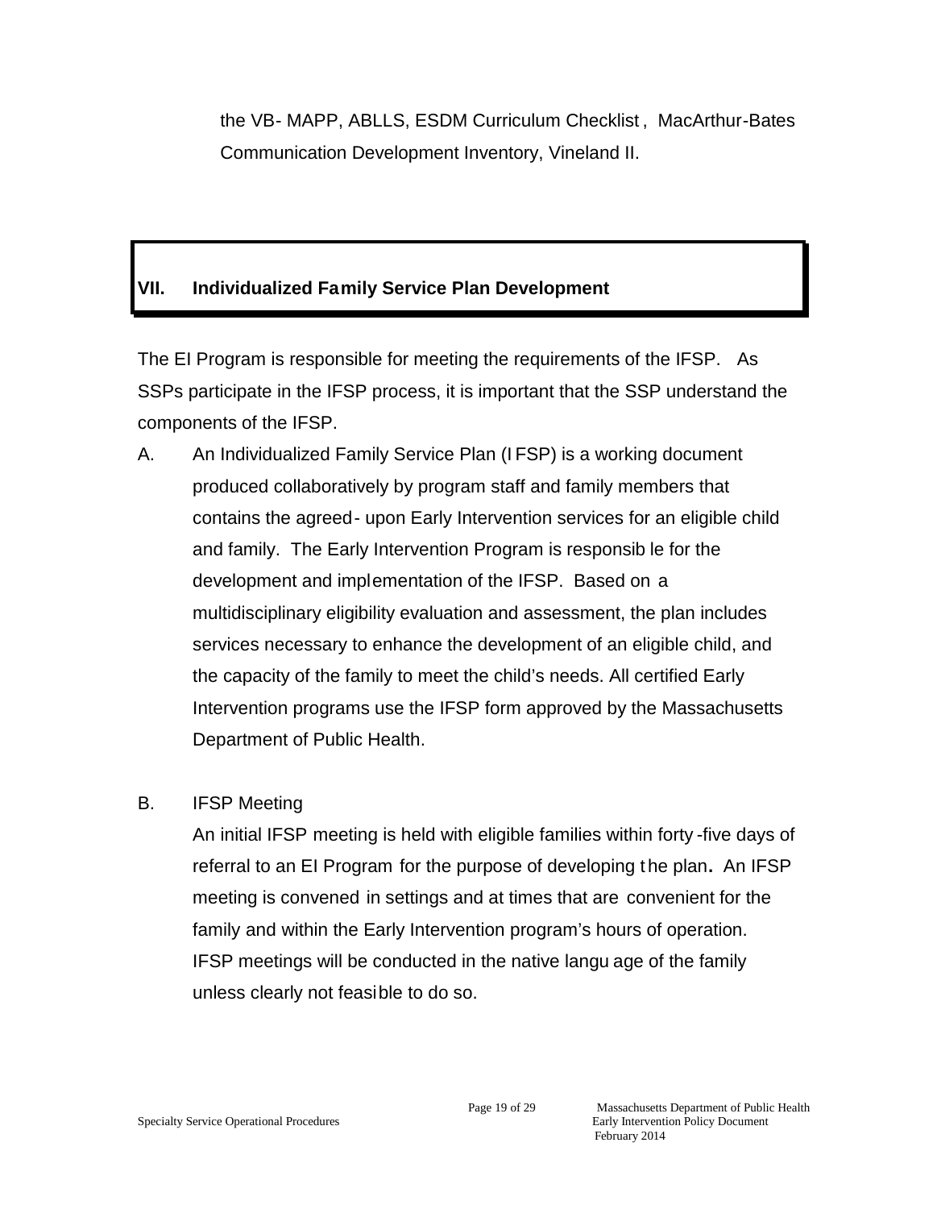the VB- MAPP, ABLLS, ESDM Curriculum Checklist, MacArthur-Bates Communication Development Inventory, Vineland II.

## VII. Individualized Family Service Plan Development

The EI Program is responsible for meeting the requirements of the IFSP. As SSPs participate in the IFSP process, it is important that the SSP understand the components of the IFSP.

A. An Individualized Family Service Plan (IFSP) is a working document produced collaboratively by program staff and family members that contains the agreed- upon Early Intervention services for an eligible child and family. The Early Intervention Program is responsible for the development and implementation of the IFSP. Based on a multidisciplinary eligibility evaluation and assessment, the plan includes services necessary to enhance the development of an eligible child, and the capacity of the family to meet the child's needs. All certified Early Intervention programs use the IFSP form approved by the Massachusetts Department of Public Health.

B. IFSP Meeting

An initial IFSP meeting is held with eligible families within forty-five days of referral to an EI Program for the purpose of developing the plan. An IFSP meeting is convened in settings and at times that are convenient for the family and within the Early Intervention program's hours of operation. IFSP meetings will be conducted in the native language of the family unless clearly not feasible to do so.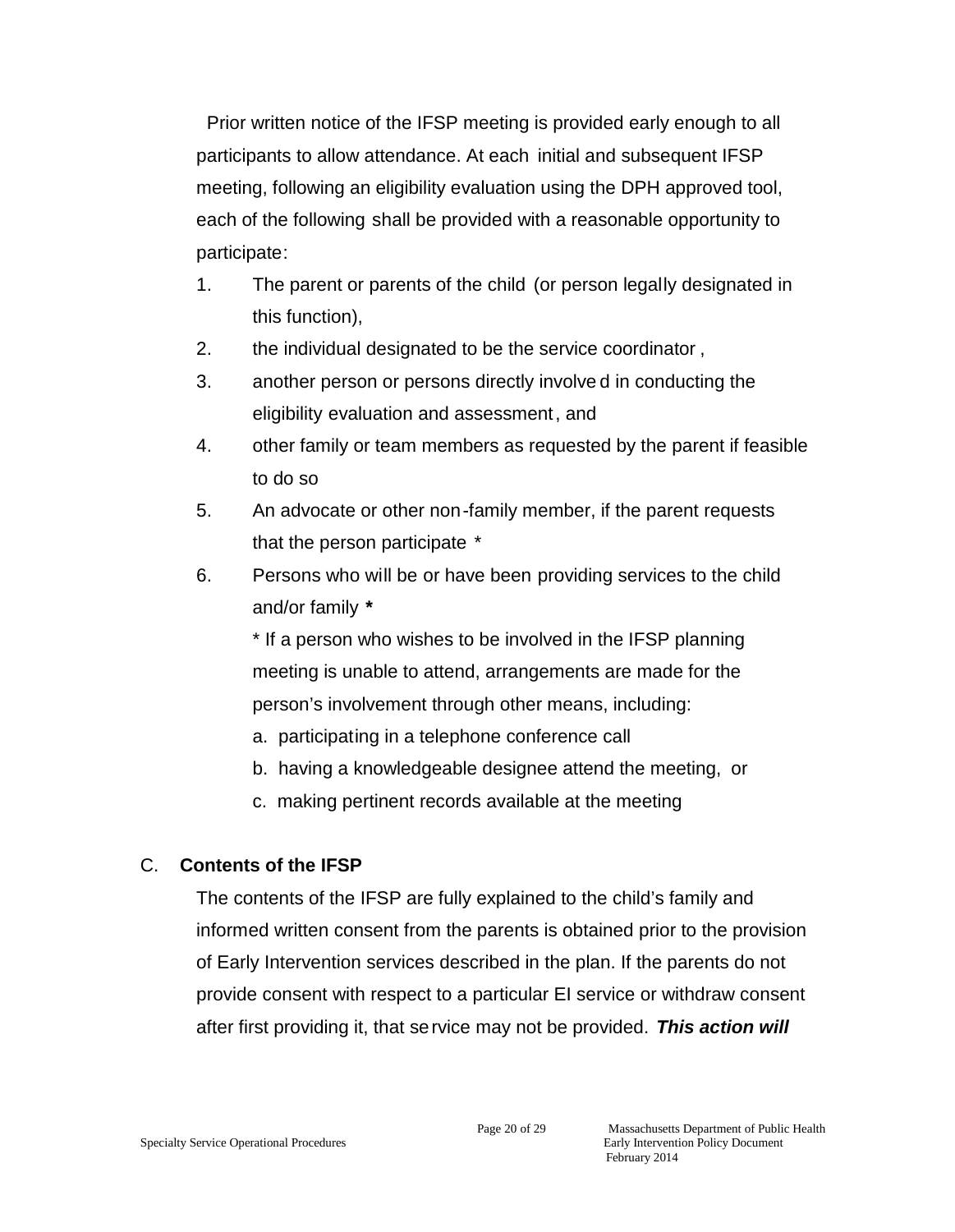Prior written notice of the IFSP meeting is provided early enough to all participants to allow attendance. At each initial and subsequent IFSP meeting, following an eligibility evaluation using the DPH approved tool, each of the following shall be provided with a reasonable opportunity to participate:

1. The parent or parents of the child (or person legally designated in this function),
2. the individual designated to be the service coordinator ,
3. another person or persons directly involved in conducting the eligibility evaluation and assessment, and
4. other family or team members as requested by the parent if feasible to do so
5. An advocate or other non-family member, if the parent requests that the person participate *
6. Persons who will be or have been providing services to the child and/or family **\***

   * If a person who wishes to be involved in the IFSP planning meeting is unable to attend, arrangements are made for the person's involvement through other means, including:

   a. participating in a telephone conference call
   b. having a knowledgeable designee attend the meeting, or
   c. making pertinent records available at the meeting

C. **Contents of the IFSP**

The contents of the IFSP are fully explained to the child's family and informed written consent from the parents is obtained prior to the provision of Early Intervention services described in the plan. If the parents do not provide consent with respect to a particular EI service or withdraw consent after first providing it, that service may not be provided. ***This action will***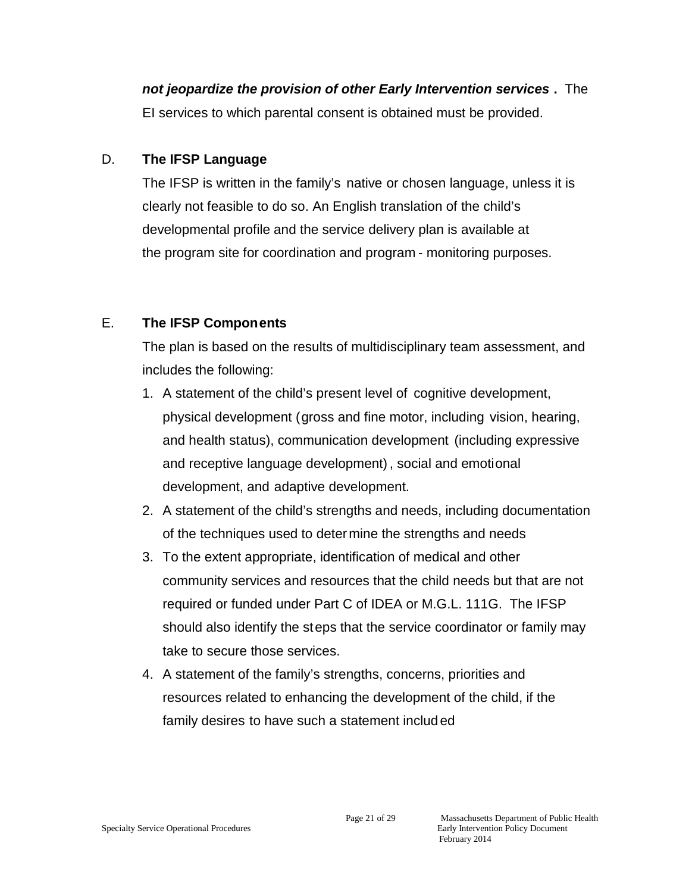***not jeopardize the provision of other Early Intervention services*.** The EI services to which parental consent is obtained must be provided.

D. **The IFSP Language**

The IFSP is written in the family's native or chosen language, unless it is clearly not feasible to do so. An English translation of the child's developmental profile and the service delivery plan is available at the program site for coordination and program-monitoring purposes.

E. **The IFSP Components**

The plan is based on the results of multidisciplinary team assessment, and includes the following:

1. A statement of the child's present level of cognitive development, physical development (gross and fine motor, including vision, hearing, and health status), communication development (including expressive and receptive language development), social and emotional development, and adaptive development.
2. A statement of the child's strengths and needs, including documentation of the techniques used to determine the strengths and needs
3. To the extent appropriate, identification of medical and other community services and resources that the child needs but that are not required or funded under Part C of IDEA or M.G.L. 111G. The IFSP should also identify the steps that the service coordinator or family may take to secure those services.
4. A statement of the family's strengths, concerns, priorities and resources related to enhancing the development of the child, if the family desires to have such a statement included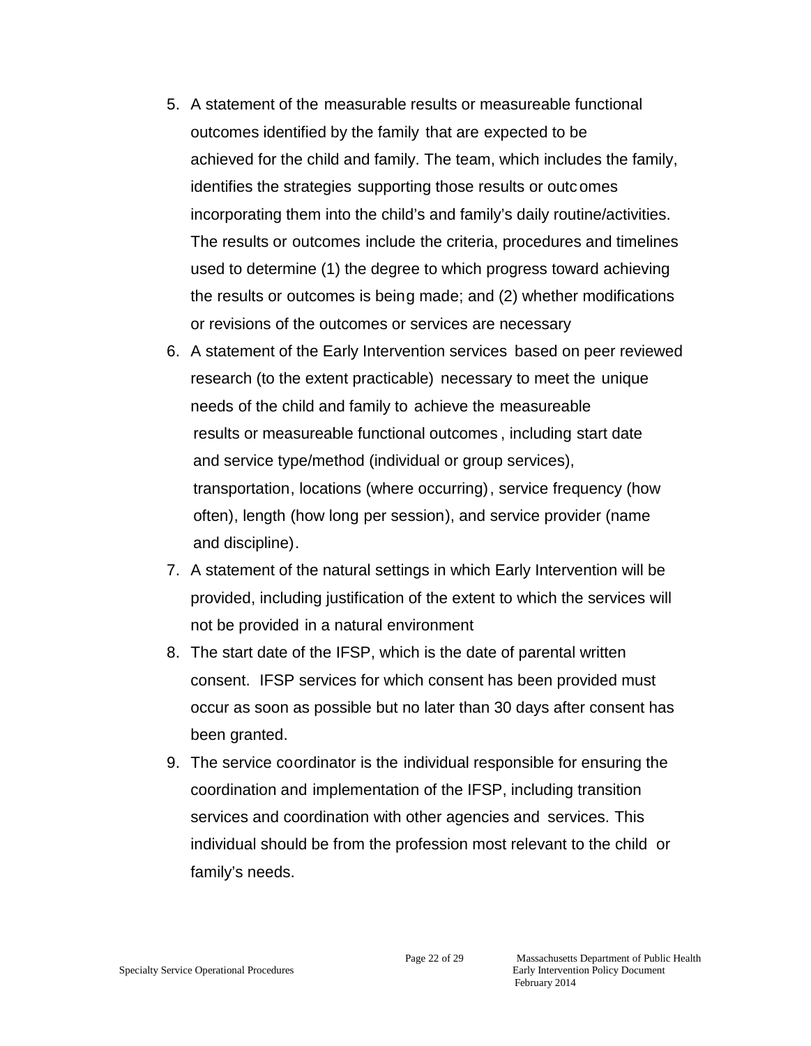5. A statement of the measurable results or measureable functional outcomes identified by the family that are expected to be achieved for the child and family. The team, which includes the family, identifies the strategies supporting those results or outcomes incorporating them into the child's and family's daily routine/activities. The results or outcomes include the criteria, procedures and timelines used to determine (1) the degree to which progress toward achieving the results or outcomes is being made; and (2) whether modifications or revisions of the outcomes or services are necessary
6. A statement of the Early Intervention services based on peer reviewed research (to the extent practicable) necessary to meet the unique needs of the child and family to achieve the measureable results or measureable functional outcomes, including start date and service type/method (individual or group services), transportation, locations (where occurring), service frequency (how often), length (how long per session), and service provider (name and discipline).
7. A statement of the natural settings in which Early Intervention will be provided, including justification of the extent to which the services will not be provided in a natural environment
8. The start date of the IFSP, which is the date of parental written consent. IFSP services for which consent has been provided must occur as soon as possible but no later than 30 days after consent has been granted.
9. The service coordinator is the individual responsible for ensuring the coordination and implementation of the IFSP, including transition services and coordination with other agencies and services. This individual should be from the profession most relevant to the child or family's needs.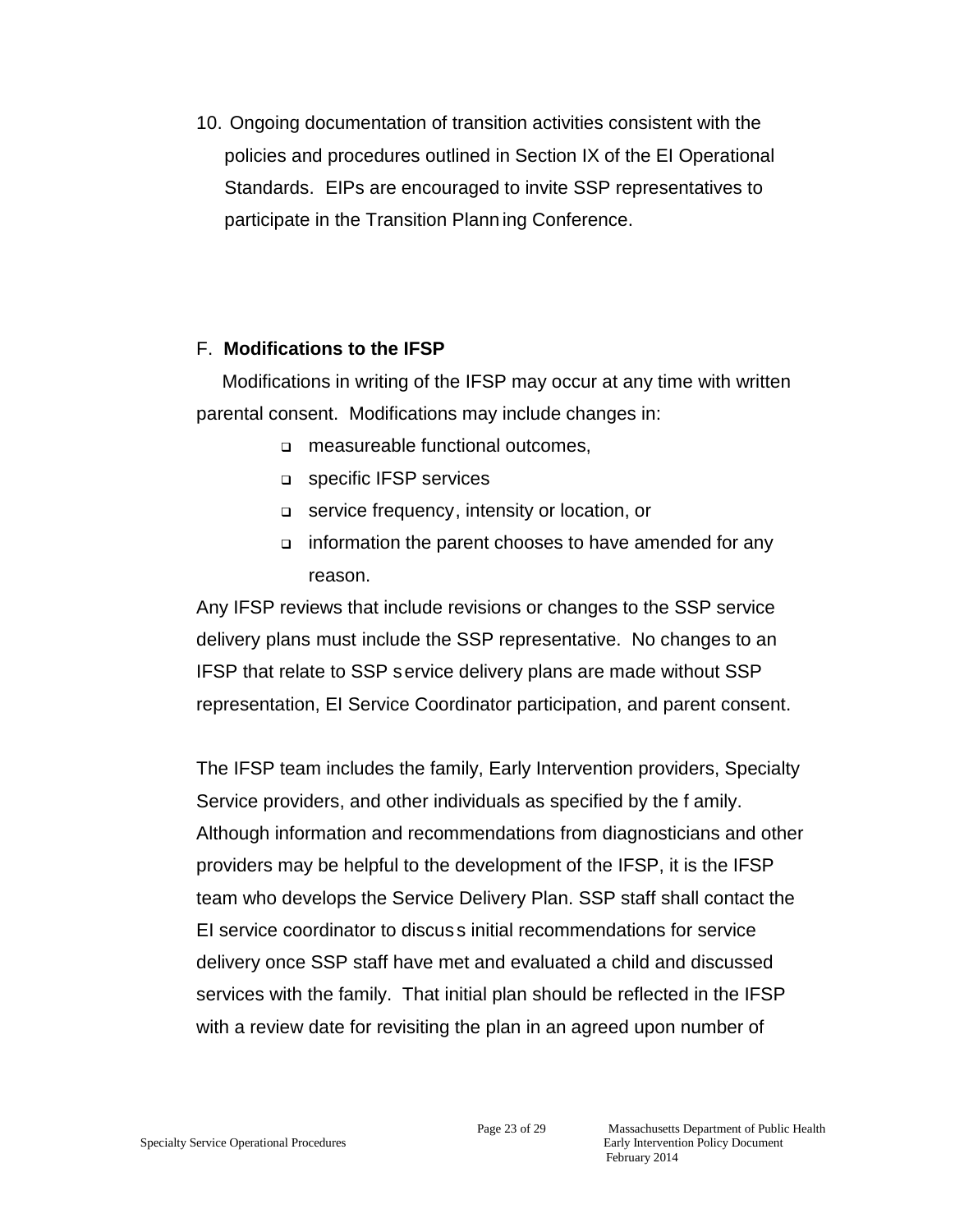10. Ongoing documentation of transition activities consistent with the policies and procedures outlined in Section IX of the EI Operational Standards. EIPs are encouraged to invite SSP representatives to participate in the Transition Planning Conference.

## F. **Modifications to the IFSP**

Modifications in writing of the IFSP may occur at any time with written parental consent. Modifications may include changes in:

- measureable functional outcomes,
- specific IFSP services
- service frequency, intensity or location, or
- information the parent chooses to have amended for any reason.

Any IFSP reviews that include revisions or changes to the SSP service delivery plans must include the SSP representative. No changes to an IFSP that relate to SSP service delivery plans are made without SSP representation, EI Service Coordinator participation, and parent consent.

The IFSP team includes the family, Early Intervention providers, Specialty Service providers, and other individuals as specified by the family. Although information and recommendations from diagnosticians and other providers may be helpful to the development of the IFSP, it is the IFSP team who develops the Service Delivery Plan. SSP staff shall contact the EI service coordinator to discuss initial recommendations for service delivery once SSP staff have met and evaluated a child and discussed services with the family. That initial plan should be reflected in the IFSP with a review date for revisiting the plan in an agreed upon number of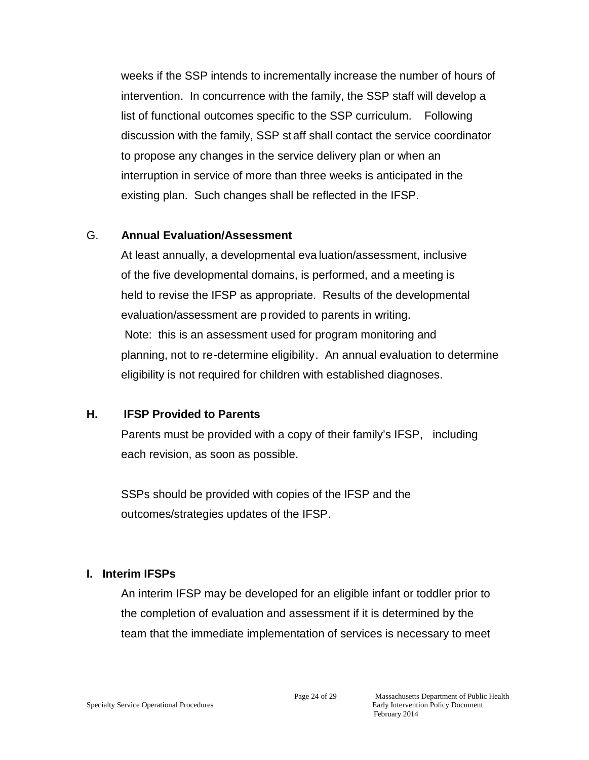weeks if the SSP intends to incrementally increase the number of hours of intervention. In concurrence with the family, the SSP staff will develop a list of functional outcomes specific to the SSP curriculum. Following discussion with the family, SSP staff shall contact the service coordinator to propose any changes in the service delivery plan or when an interruption in service of more than three weeks is anticipated in the existing plan. Such changes shall be reflected in the IFSP.

G. **Annual Evaluation/Assessment**

At least annually, a developmental evaluation/assessment, inclusive of the five developmental domains, is performed, and a meeting is held to revise the IFSP as appropriate. Results of the developmental evaluation/assessment are provided to parents in writing.

Note: this is an assessment used for program monitoring and planning, not to re-determine eligibility. An annual evaluation to determine eligibility is not required for children with established diagnoses.

**H. IFSP Provided to Parents**

Parents must be provided with a copy of their family's IFSP, including each revision, as soon as possible.

SSPs should be provided with copies of the IFSP and the outcomes/strategies updates of the IFSP.

**I. Interim IFSPs**

An interim IFSP may be developed for an eligible infant or toddler prior to the completion of evaluation and assessment if it is determined by the team that the immediate implementation of services is necessary to meet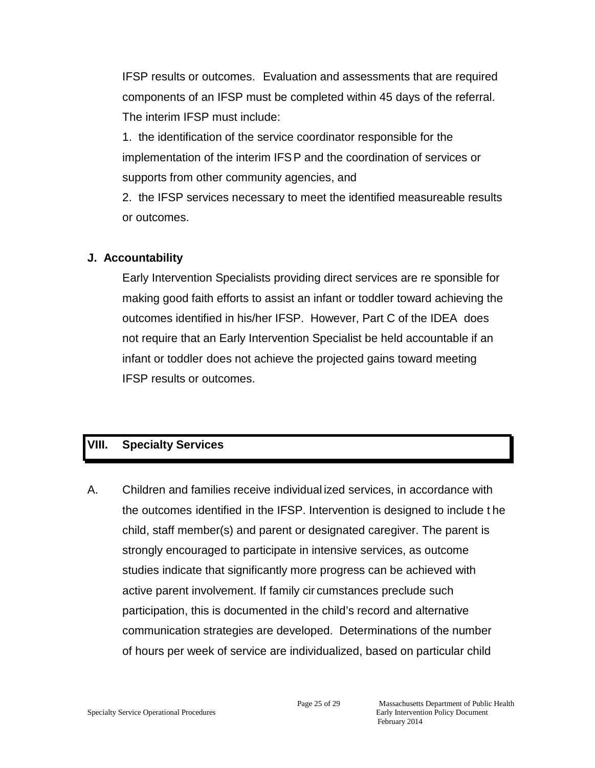IFSP results or outcomes. Evaluation and assessments that are required components of an IFSP must be completed within 45 days of the referral. The interim IFSP must include:

1. the identification of the service coordinator responsible for the implementation of the interim IFSP and the coordination of services or supports from other community agencies, and
2. the IFSP services necessary to meet the identified measureable results or outcomes.

**J. Accountability**

Early Intervention Specialists providing direct services are responsible for making good faith efforts to assist an infant or toddler toward achieving the outcomes identified in his/her IFSP. However, Part C of the IDEA does not require that an Early Intervention Specialist be held accountable if an infant or toddler does not achieve the projected gains toward meeting IFSP results or outcomes.

## VIII. Specialty Services

A. Children and families receive individualized services, in accordance with the outcomes identified in the IFSP. Intervention is designed to include the child, staff member(s) and parent or designated caregiver. The parent is strongly encouraged to participate in intensive services, as outcome studies indicate that significantly more progress can be achieved with active parent involvement. If family circumstances preclude such participation, this is documented in the child's record and alternative communication strategies are developed. Determinations of the number of hours per week of service are individualized, based on particular child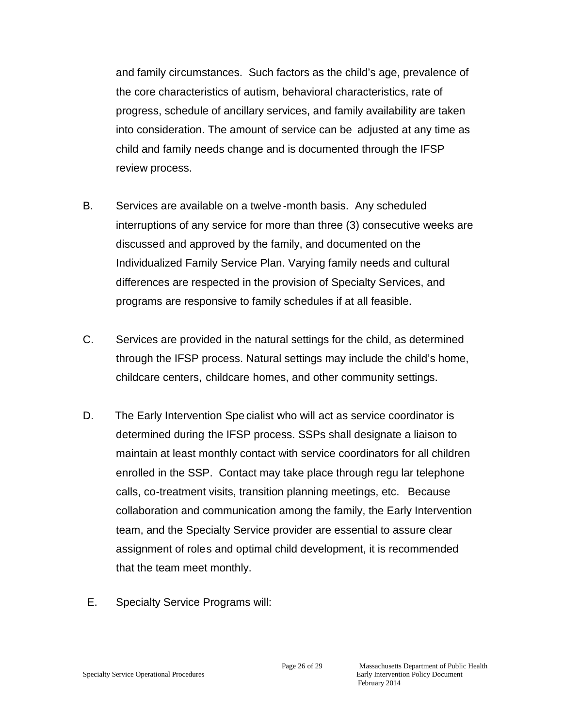and family circumstances. Such factors as the child's age, prevalence of the core characteristics of autism, behavioral characteristics, rate of progress, schedule of ancillary services, and family availability are taken into consideration. The amount of service can be adjusted at any time as child and family needs change and is documented through the IFSP review process.

B. Services are available on a twelve-month basis. Any scheduled interruptions of any service for more than three (3) consecutive weeks are discussed and approved by the family, and documented on the Individualized Family Service Plan. Varying family needs and cultural differences are respected in the provision of Specialty Services, and programs are responsive to family schedules if at all feasible.

C. Services are provided in the natural settings for the child, as determined through the IFSP process. Natural settings may include the child's home, childcare centers, childcare homes, and other community settings.

D. The Early Intervention Specialist who will act as service coordinator is determined during the IFSP process. SSPs shall designate a liaison to maintain at least monthly contact with service coordinators for all children enrolled in the SSP. Contact may take place through regular telephone calls, co-treatment visits, transition planning meetings, etc. Because collaboration and communication among the family, the Early Intervention team, and the Specialty Service provider are essential to assure clear assignment of roles and optimal child development, it is recommended that the team meet monthly.

E. Specialty Service Programs will: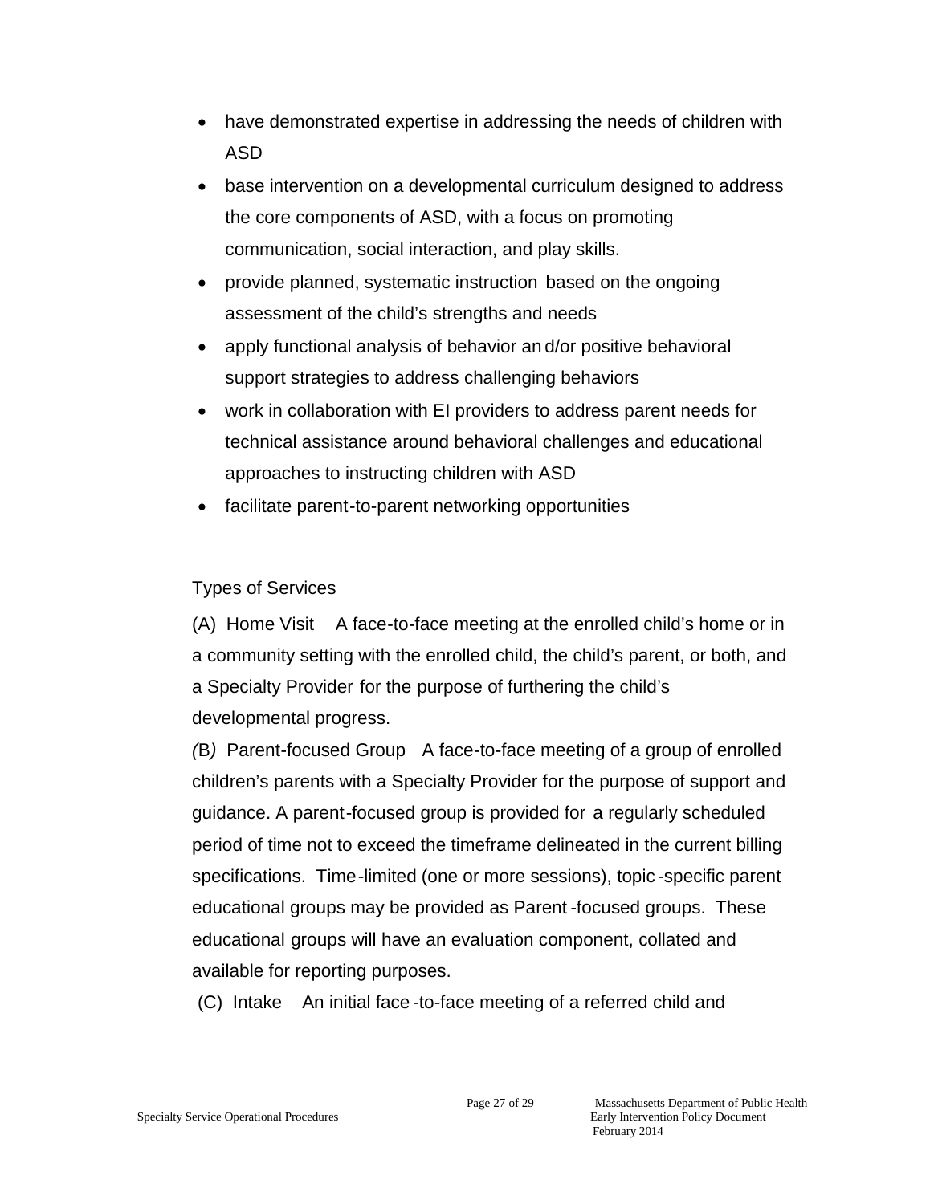- have demonstrated expertise in addressing the needs of children with ASD
- base intervention on a developmental curriculum designed to address the core components of ASD, with a focus on promoting communication, social interaction, and play skills.
- provide planned, systematic instruction based on the ongoing assessment of the child's strengths and needs
- apply functional analysis of behavior and/or positive behavioral support strategies to address challenging behaviors
- work in collaboration with EI providers to address parent needs for technical assistance around behavioral challenges and educational approaches to instructing children with ASD
- facilitate parent-to-parent networking opportunities

Types of Services

(A) Home Visit A face-to-face meeting at the enrolled child's home or in a community setting with the enrolled child, the child's parent, or both, and a Specialty Provider for the purpose of furthering the child's developmental progress.

*(*B*)* Parent-focused Group A face-to-face meeting of a group of enrolled children's parents with a Specialty Provider for the purpose of support and guidance. A parent-focused group is provided for a regularly scheduled period of time not to exceed the timeframe delineated in the current billing specifications. Time-limited (one or more sessions), topic-specific parent educational groups may be provided as Parent-focused groups. These educational groups will have an evaluation component, collated and available for reporting purposes.

(C) Intake An initial face-to-face meeting of a referred child and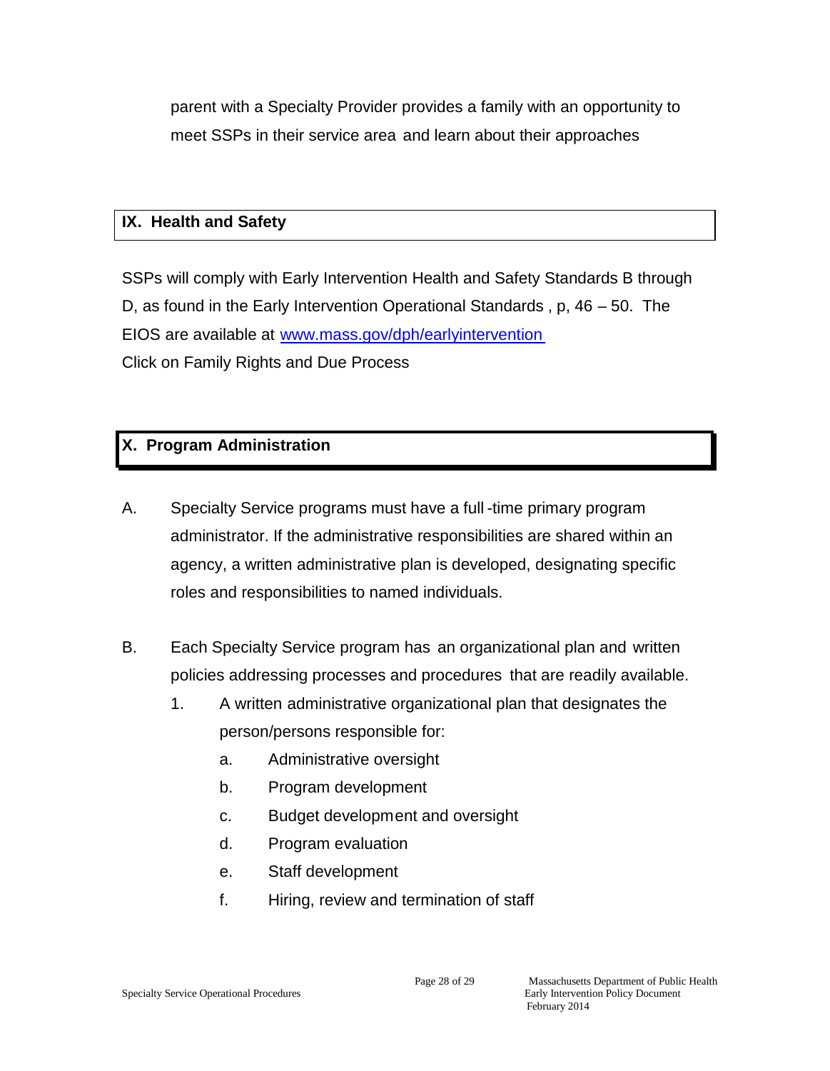parent with a Specialty Provider provides a family with an opportunity to meet SSPs in their service area and learn about their approaches

## IX. Health and Safety

SSPs will comply with Early Intervention Health and Safety Standards B through D, as found in the Early Intervention Operational Standards , p, 46 – 50. The EIOS are available at [www.mass.gov/dph/earlyintervention](http://www.mass.gov/dph/earlyintervention)
Click on Family Rights and Due Process

## X. Program Administration

A. Specialty Service programs must have a full-time primary program administrator. If the administrative responsibilities are shared within an agency, a written administrative plan is developed, designating specific roles and responsibilities to named individuals.

B. Each Specialty Service program has an organizational plan and written policies addressing processes and procedures that are readily available.

   1. A written administrative organizational plan that designates the person/persons responsible for:

      a. Administrative oversight

      b. Program development

      c. Budget development and oversight

      d. Program evaluation

      e. Staff development

      f. Hiring, review and termination of staff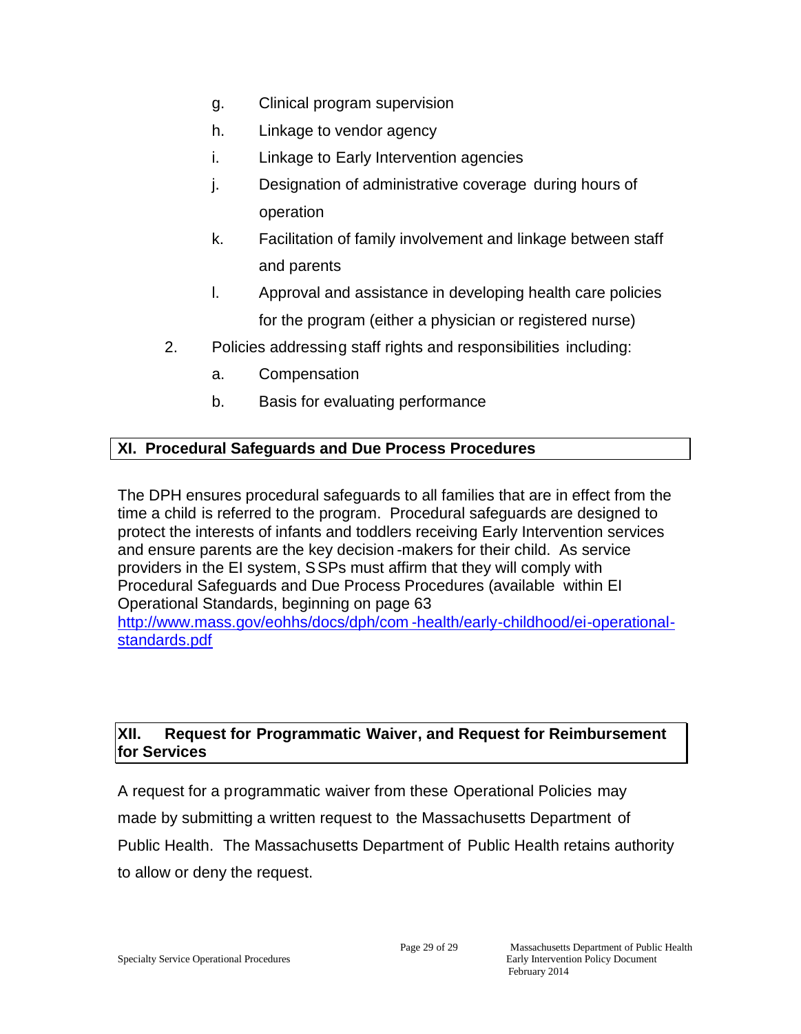g. Clinical program supervision

h. Linkage to vendor agency

i. Linkage to Early Intervention agencies

j. Designation of administrative coverage during hours of operation

k. Facilitation of family involvement and linkage between staff and parents

l. Approval and assistance in developing health care policies for the program (either a physician or registered nurse)

2. Policies addressing staff rights and responsibilities including:

   a. Compensation

   b. Basis for evaluating performance

## XI. Procedural Safeguards and Due Process Procedures

The DPH ensures procedural safeguards to all families that are in effect from the time a child is referred to the program. Procedural safeguards are designed to protect the interests of infants and toddlers receiving Early Intervention services and ensure parents are the key decision-makers for their child. As service providers in the EI system, SSPs must affirm that they will comply with Procedural Safeguards and Due Process Procedures (available within EI Operational Standards, beginning on page 63 http://www.mass.gov/eohhs/docs/dph/com-health/early-childhood/ei-operational-standards.pdf

## XII. Request for Programmatic Waiver, and Request for Reimbursement for Services

A request for a programmatic waiver from these Operational Policies may made by submitting a written request to the Massachusetts Department of Public Health. The Massachusetts Department of Public Health retains authority to allow or deny the request.